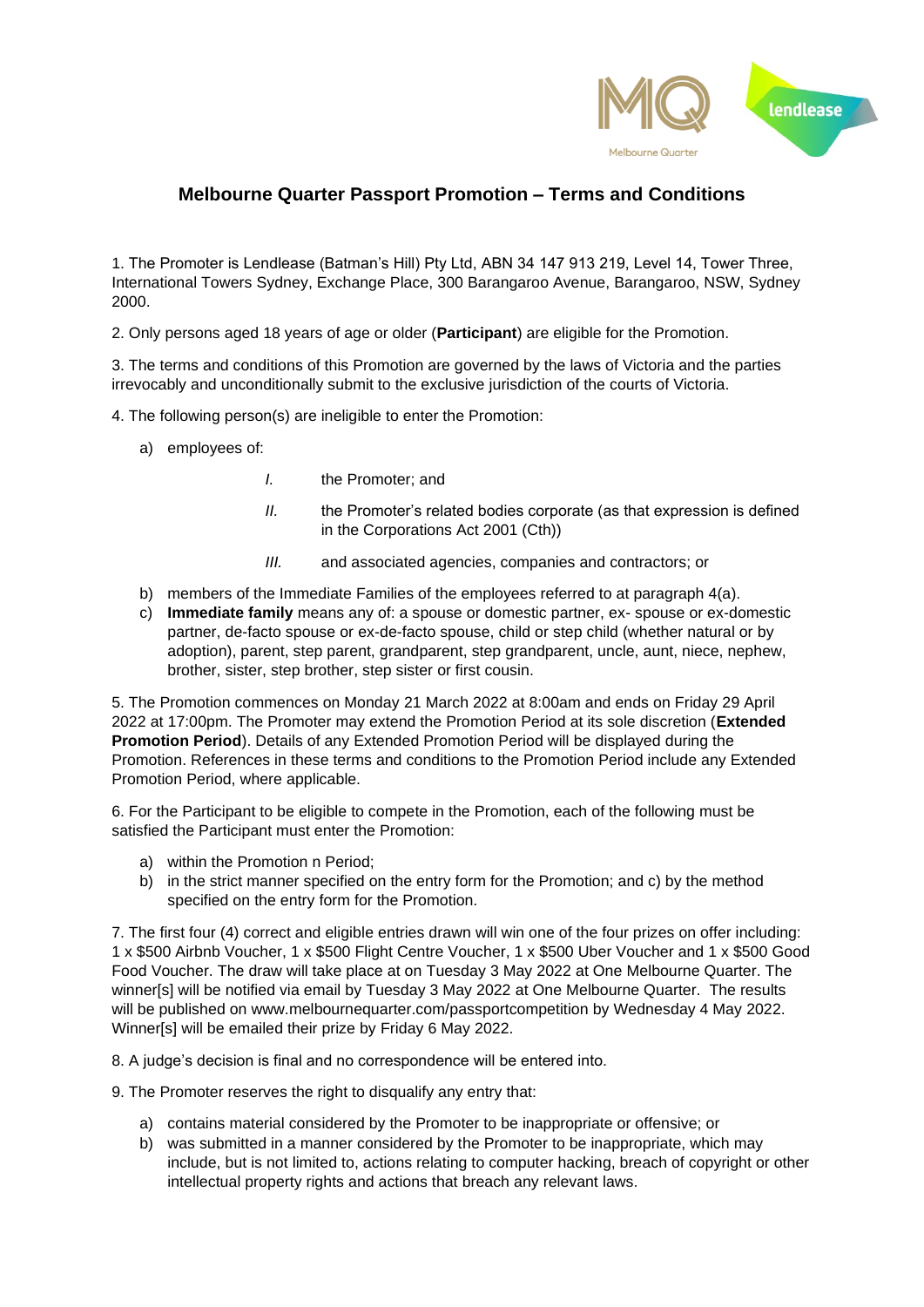# Melbourne Quarter Passport Promotion – Terms and Conditions

1. The Promoter is Lendlease (Batman's Hill) Pty Ltd, ABN 34 147 913 219, Level 14, Tower Three, International Towers Sydney, Exchange Place, 300 Barangaroo Avenue, Barangaroo, NSW, Sydney 2000.

2. Only persons aged 18 years of age or older (**Participant**) are eligible for the Promotion.

3. The terms and conditions of this Promotion are governed by the laws of Victoria and the parties irrevocably and unconditionally submit to the exclusive jurisdiction of the courts of Victoria.

4. The following person(s) are ineligible to enter the Promotion:

   a) employees of:

      *I.* the Promoter; and

      *II.* the Promoter's related bodies corporate (as that expression is defined in the Corporations Act 2001 (Cth))

      *III.* and associated agencies, companies and contractors; or

   b) members of the Immediate Families of the employees referred to at paragraph 4(a).

   c) **Immediate family** means any of: a spouse or domestic partner, ex- spouse or ex-domestic partner, de-facto spouse or ex-de-facto spouse, child or step child (whether natural or by adoption), parent, step parent, grandparent, step grandparent, uncle, aunt, niece, nephew, brother, sister, step brother, step sister or first cousin.

5. The Promotion commences on Monday 21 March 2022 at 8:00am and ends on Friday 29 April 2022 at 17:00pm. The Promoter may extend the Promotion Period at its sole discretion (**Extended Promotion Period**). Details of any Extended Promotion Period will be displayed during the Promotion. References in these terms and conditions to the Promotion Period include any Extended Promotion Period, where applicable.

6. For the Participant to be eligible to compete in the Promotion, each of the following must be satisfied the Participant must enter the Promotion:

   a) within the Promotion n Period;

   b) in the strict manner specified on the entry form for the Promotion; and c) by the method specified on the entry form for the Promotion.

7. The first four (4) correct and eligible entries drawn will win one of the four prizes on offer including: 1 x $500 Airbnb Voucher, 1 x $500 Flight Centre Voucher, 1 x $500 Uber Voucher and 1 x $500 Good Food Voucher. The draw will take place at on Tuesday 3 May 2022 at One Melbourne Quarter. The winner[s] will be notified via email by Tuesday 3 May 2022 at One Melbourne Quarter. The results will be published on www.melbournequarter.com/passportcompetition by Wednesday 4 May 2022. Winner[s] will be emailed their prize by Friday 6 May 2022.

8. A judge's decision is final and no correspondence will be entered into.

9. The Promoter reserves the right to disqualify any entry that:

   a) contains material considered by the Promoter to be inappropriate or offensive; or

   b) was submitted in a manner considered by the Promoter to be inappropriate, which may include, but is not limited to, actions relating to computer hacking, breach of copyright or other intellectual property rights and actions that breach any relevant laws.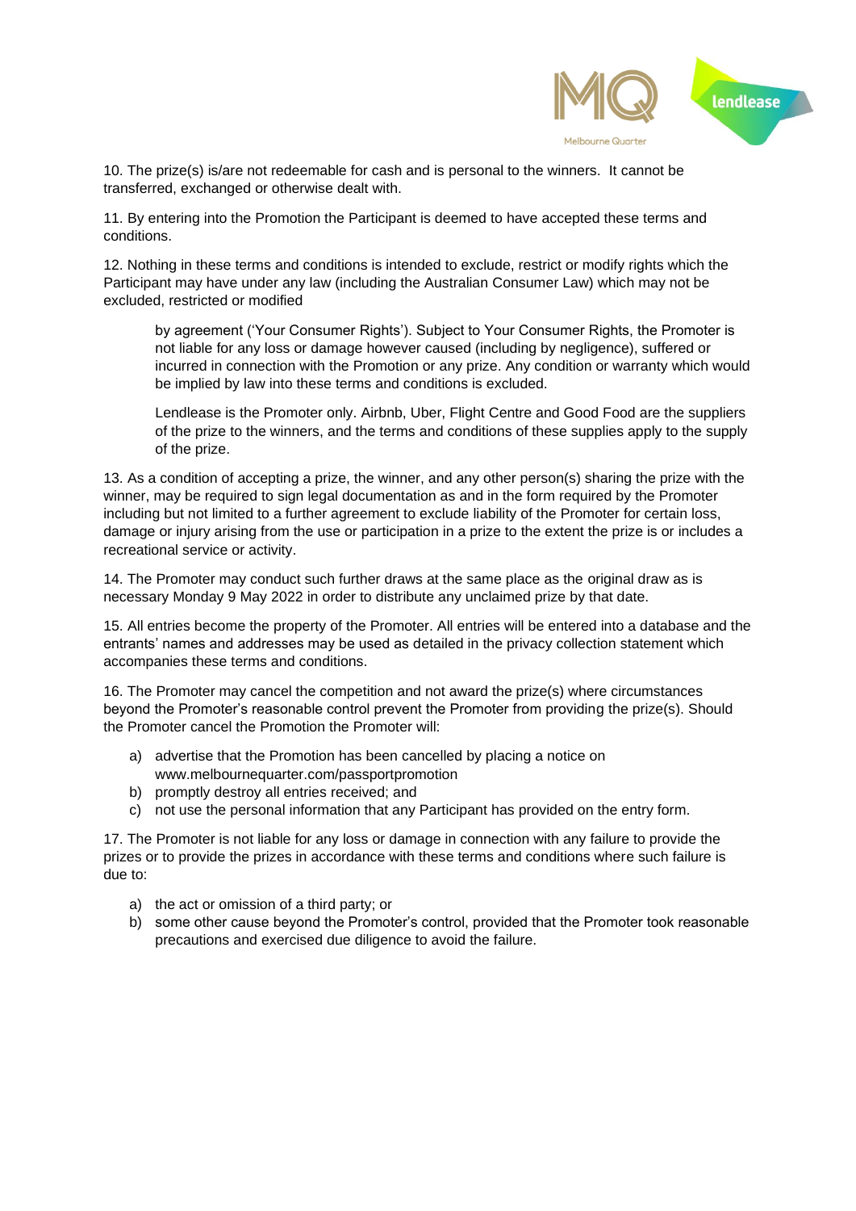10. The prize(s) is/are not redeemable for cash and is personal to the winners. It cannot be transferred, exchanged or otherwise dealt with.

11. By entering into the Promotion the Participant is deemed to have accepted these terms and conditions.

12. Nothing in these terms and conditions is intended to exclude, restrict or modify rights which the Participant may have under any law (including the Australian Consumer Law) which may not be excluded, restricted or modified

by agreement ('Your Consumer Rights'). Subject to Your Consumer Rights, the Promoter is not liable for any loss or damage however caused (including by negligence), suffered or incurred in connection with the Promotion or any prize. Any condition or warranty which would be implied by law into these terms and conditions is excluded.

Lendlease is the Promoter only. Airbnb, Uber, Flight Centre and Good Food are the suppliers of the prize to the winners, and the terms and conditions of these supplies apply to the supply of the prize.

13. As a condition of accepting a prize, the winner, and any other person(s) sharing the prize with the winner, may be required to sign legal documentation as and in the form required by the Promoter including but not limited to a further agreement to exclude liability of the Promoter for certain loss, damage or injury arising from the use or participation in a prize to the extent the prize is or includes a recreational service or activity.

14. The Promoter may conduct such further draws at the same place as the original draw as is necessary Monday 9 May 2022 in order to distribute any unclaimed prize by that date.

15. All entries become the property of the Promoter. All entries will be entered into a database and the entrants' names and addresses may be used as detailed in the privacy collection statement which accompanies these terms and conditions.

16. The Promoter may cancel the competition and not award the prize(s) where circumstances beyond the Promoter's reasonable control prevent the Promoter from providing the prize(s). Should the Promoter cancel the Promotion the Promoter will:

a) advertise that the Promotion has been cancelled by placing a notice on www.melbournequarter.com/passportpromotion
b) promptly destroy all entries received; and
c) not use the personal information that any Participant has provided on the entry form.

17. The Promoter is not liable for any loss or damage in connection with any failure to provide the prizes or to provide the prizes in accordance with these terms and conditions where such failure is due to:

a) the act or omission of a third party; or
b) some other cause beyond the Promoter's control, provided that the Promoter took reasonable precautions and exercised due diligence to avoid the failure.